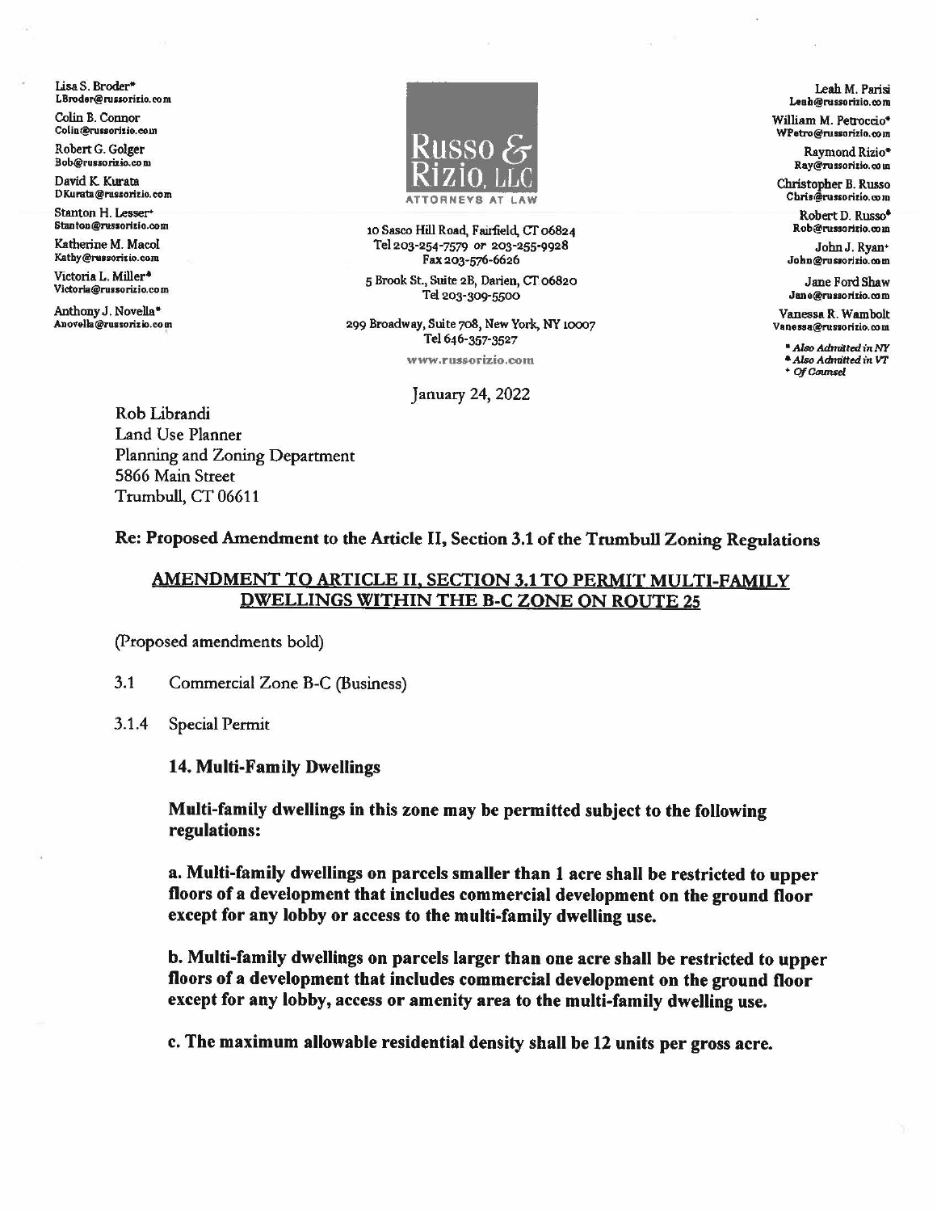Lisa S. Broder*
LBroder@russorizio.com

Colin B. Connor
Colin@russorizio.com

Robert G. Golger
Bob@russorizio.com

David K. Kurata
DKurata@russorizio.com

Stanton H. Lesser+
Stanton@russorizio.com

Katherine M. Macol
Kathy@russorizio.com

Victoria L. Miller♠
Victoria@russorizio.com

Anthony J. Novella*
Anovella@russorizio.com

**Russo & Rizio, LLC**
ATTORNEYS AT LAW

10 Sasco Hill Road, Fairfield, CT 06824
Tel 203-254-7579 or 203-255-9928
Fax 203-576-6626

5 Brook St., Suite 2B, Darien, CT 06820
Tel 203-309-5500

299 Broadway, Suite 708, New York, NY 10007
Tel 646-357-3527

www.russorizio.com

Leah M. Parisi
Leah@russorizio.com

William M. Petroccio*
WPetro@russorizio.com

Raymond Rizio*
Ray@russorizio.com

Christopher B. Russo
Chris@russorizio.com

Robert D. Russo♠
Rob@russorizio.com

John J. Ryan+
John@russorizio.com

Jane Ford Shaw
Jane@russorizio.com

Vanessa R. Wambolt
Vanessa@russorizio.com

*\* Also Admitted in NY*
*♠ Also Admitted in VT*
*+ Of Counsel*

January 24, 2022

Rob Librandi
Land Use Planner
Planning and Zoning Department
5866 Main Street
Trumbull, CT 06611

**Re: Proposed Amendment to the Article II, Section 3.1 of the Trumbull Zoning Regulations**

**AMENDMENT TO ARTICLE II, SECTION 3.1 TO PERMIT MULTI-FAMILY DWELLINGS WITHIN THE B-C ZONE ON ROUTE 25**

(Proposed amendments bold)

3.1 Commercial Zone B-C (Business)

3.1.4 Special Permit

**14. Multi-Family Dwellings**

**Multi-family dwellings in this zone may be permitted subject to the following regulations:**

**a. Multi-family dwellings on parcels smaller than 1 acre shall be restricted to upper floors of a development that includes commercial development on the ground floor except for any lobby or access to the multi-family dwelling use.**

**b. Multi-family dwellings on parcels larger than one acre shall be restricted to upper floors of a development that includes commercial development on the ground floor except for any lobby, access or amenity area to the multi-family dwelling use.**

**c. The maximum allowable residential density shall be 12 units per gross acre.**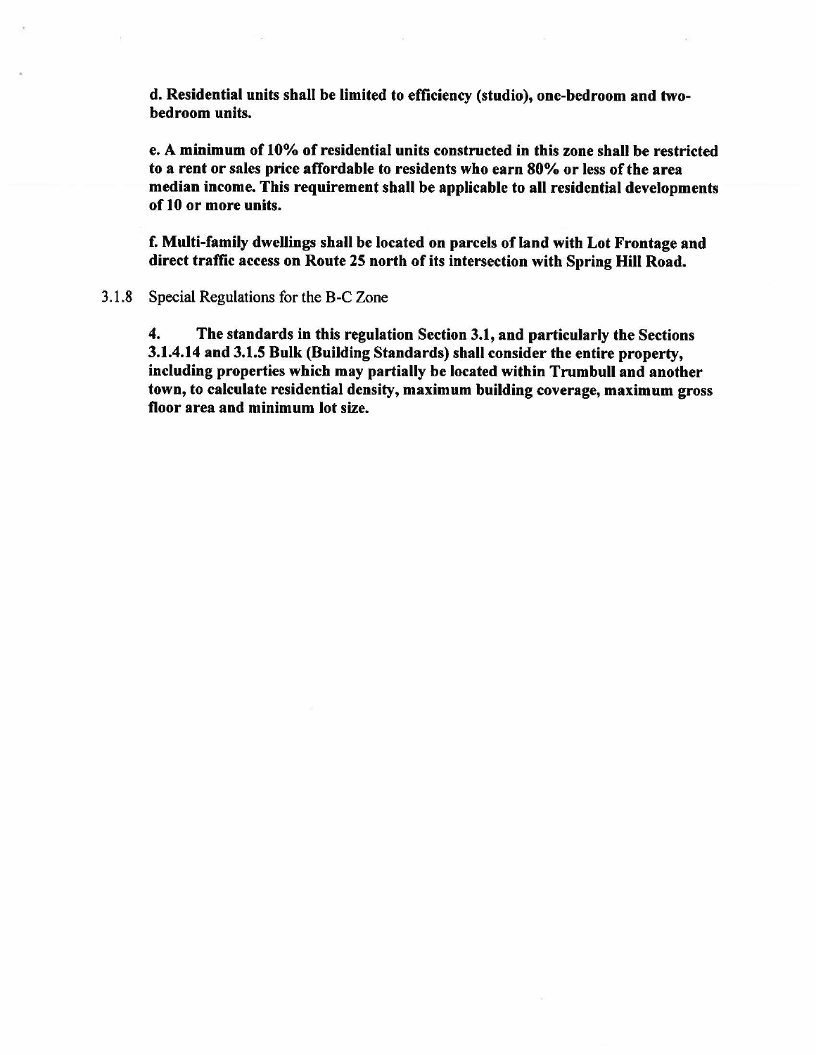**d. Residential units shall be limited to efficiency (studio), one-bedroom and two-bedroom units.**

**e. A minimum of 10% of residential units constructed in this zone shall be restricted to a rent or sales price affordable to residents who earn 80% or less of the area median income. This requirement shall be applicable to all residential developments of 10 or more units.**

**f. Multi-family dwellings shall be located on parcels of land with Lot Frontage and direct traffic access on Route 25 north of its intersection with Spring Hill Road.**

3.1.8 Special Regulations for the B-C Zone

**4. The standards in this regulation Section 3.1, and particularly the Sections 3.1.4.14 and 3.1.5 Bulk (Building Standards) shall consider the entire property, including properties which may partially be located within Trumbull and another town, to calculate residential density, maximum building coverage, maximum gross floor area and minimum lot size.**